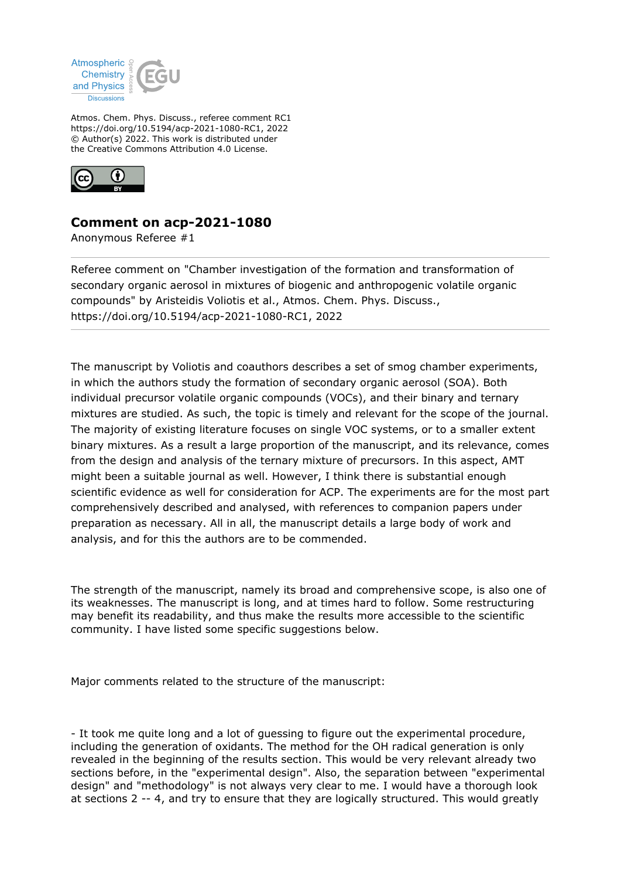Atmos. Chem. Phys. Discuss., referee comment RC1
https://doi.org/10.5194/acp-2021-1080-RC1, 2022
© Author(s) 2022. This work is distributed under
the Creative Commons Attribution 4.0 License.

## Comment on acp-2021-1080

Anonymous Referee #1

---

Referee comment on "Chamber investigation of the formation and transformation of secondary organic aerosol in mixtures of biogenic and anthropogenic volatile organic compounds" by Aristeidis Voliotis et al., Atmos. Chem. Phys. Discuss., https://doi.org/10.5194/acp-2021-1080-RC1, 2022

---

The manuscript by Voliotis and coauthors describes a set of smog chamber experiments, in which the authors study the formation of secondary organic aerosol (SOA). Both individual precursor volatile organic compounds (VOCs), and their binary and ternary mixtures are studied. As such, the topic is timely and relevant for the scope of the journal. The majority of existing literature focuses on single VOC systems, or to a smaller extent binary mixtures. As a result a large proportion of the manuscript, and its relevance, comes from the design and analysis of the ternary mixture of precursors. In this aspect, AMT might been a suitable journal as well. However, I think there is substantial enough scientific evidence as well for consideration for ACP. The experiments are for the most part comprehensively described and analysed, with references to companion papers under preparation as necessary. All in all, the manuscript details a large body of work and analysis, and for this the authors are to be commended.

The strength of the manuscript, namely its broad and comprehensive scope, is also one of its weaknesses. The manuscript is long, and at times hard to follow. Some restructuring may benefit its readability, and thus make the results more accessible to the scientific community. I have listed some specific suggestions below.

Major comments related to the structure of the manuscript:

- It took me quite long and a lot of guessing to figure out the experimental procedure, including the generation of oxidants. The method for the OH radical generation is only revealed in the beginning of the results section. This would be very relevant already two sections before, in the "experimental design". Also, the separation between "experimental design" and "methodology" is not always very clear to me. I would have a thorough look at sections 2 -- 4, and try to ensure that they are logically structured. This would greatly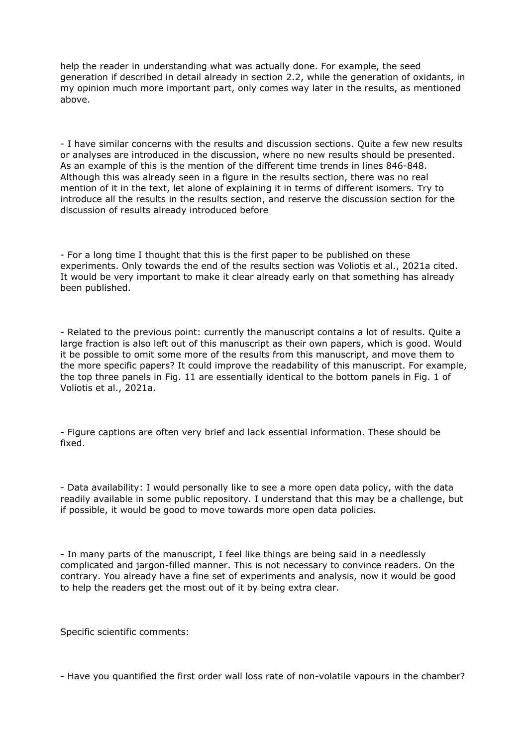help the reader in understanding what was actually done. For example, the seed generation if described in detail already in section 2.2, while the generation of oxidants, in my opinion much more important part, only comes way later in the results, as mentioned above.

- I have similar concerns with the results and discussion sections. Quite a few new results or analyses are introduced in the discussion, where no new results should be presented. As an example of this is the mention of the different time trends in lines 846-848. Although this was already seen in a figure in the results section, there was no real mention of it in the text, let alone of explaining it in terms of different isomers. Try to introduce all the results in the results section, and reserve the discussion section for the discussion of results already introduced before

- For a long time I thought that this is the first paper to be published on these experiments. Only towards the end of the results section was Voliotis et al., 2021a cited. It would be very important to make it clear already early on that something has already been published.

- Related to the previous point: currently the manuscript contains a lot of results. Quite a large fraction is also left out of this manuscript as their own papers, which is good. Would it be possible to omit some more of the results from this manuscript, and move them to the more specific papers? It could improve the readability of this manuscript. For example, the top three panels in Fig. 11 are essentially identical to the bottom panels in Fig. 1 of Voliotis et al., 2021a.

- Figure captions are often very brief and lack essential information. These should be fixed.

- Data availability: I would personally like to see a more open data policy, with the data readily available in some public repository. I understand that this may be a challenge, but if possible, it would be good to move towards more open data policies.

- In many parts of the manuscript, I feel like things are being said in a needlessly complicated and jargon-filled manner. This is not necessary to convince readers. On the contrary. You already have a fine set of experiments and analysis, now it would be good to help the readers get the most out of it by being extra clear.

Specific scientific comments:

- Have you quantified the first order wall loss rate of non-volatile vapours in the chamber?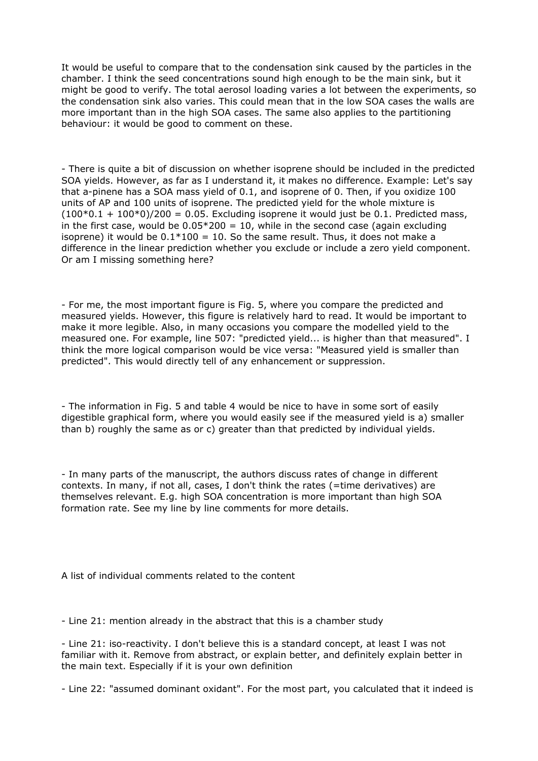It would be useful to compare that to the condensation sink caused by the particles in the chamber. I think the seed concentrations sound high enough to be the main sink, but it might be good to verify. The total aerosol loading varies a lot between the experiments, so the condensation sink also varies. This could mean that in the low SOA cases the walls are more important than in the high SOA cases. The same also applies to the partitioning behaviour: it would be good to comment on these.

- There is quite a bit of discussion on whether isoprene should be included in the predicted SOA yields. However, as far as I understand it, it makes no difference. Example: Let's say that a-pinene has a SOA mass yield of 0.1, and isoprene of 0. Then, if you oxidize 100 units of AP and 100 units of isoprene. The predicted yield for the whole mixture is $(100*0.1 + 100*0)/200 = 0.05$. Excluding isoprene it would just be 0.1. Predicted mass, in the first case, would be $0.05*200 = 10$, while in the second case (again excluding isoprene) it would be $0.1*100 = 10$. So the same result. Thus, it does not make a difference in the linear prediction whether you exclude or include a zero yield component. Or am I missing something here?

- For me, the most important figure is Fig. 5, where you compare the predicted and measured yields. However, this figure is relatively hard to read. It would be important to make it more legible. Also, in many occasions you compare the modelled yield to the measured one. For example, line 507: "predicted yield... is higher than that measured". I think the more logical comparison would be vice versa: "Measured yield is smaller than predicted". This would directly tell of any enhancement or suppression.

- The information in Fig. 5 and table 4 would be nice to have in some sort of easily digestible graphical form, where you would easily see if the measured yield is a) smaller than b) roughly the same as or c) greater than that predicted by individual yields.

- In many parts of the manuscript, the authors discuss rates of change in different contexts. In many, if not all, cases, I don't think the rates (=time derivatives) are themselves relevant. E.g. high SOA concentration is more important than high SOA formation rate. See my line by line comments for more details.

A list of individual comments related to the content

- Line 21: mention already in the abstract that this is a chamber study

- Line 21: iso-reactivity. I don't believe this is a standard concept, at least I was not familiar with it. Remove from abstract, or explain better, and definitely explain better in the main text. Especially if it is your own definition

- Line 22: "assumed dominant oxidant". For the most part, you calculated that it indeed is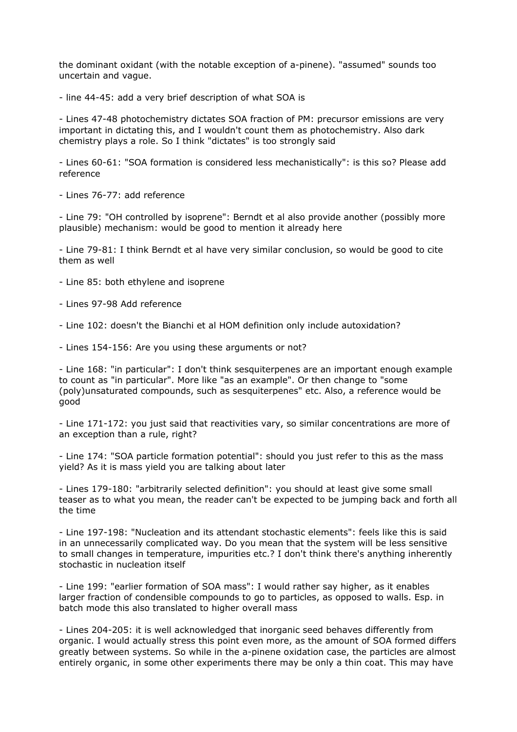the dominant oxidant (with the notable exception of a-pinene). "assumed" sounds too uncertain and vague.

- line 44-45: add a very brief description of what SOA is

- Lines 47-48 photochemistry dictates SOA fraction of PM: precursor emissions are very important in dictating this, and I wouldn't count them as photochemistry. Also dark chemistry plays a role. So I think "dictates" is too strongly said

- Lines 60-61: "SOA formation is considered less mechanistically": is this so? Please add reference

- Lines 76-77: add reference

- Line 79: "OH controlled by isoprene": Berndt et al also provide another (possibly more plausible) mechanism: would be good to mention it already here

- Line 79-81: I think Berndt et al have very similar conclusion, so would be good to cite them as well

- Line 85: both ethylene and isoprene

- Lines 97-98 Add reference

- Line 102: doesn't the Bianchi et al HOM definition only include autoxidation?

- Lines 154-156: Are you using these arguments or not?

- Line 168: "in particular": I don't think sesquiterpenes are an important enough example to count as "in particular". More like "as an example". Or then change to "some (poly)unsaturated compounds, such as sesquiterpenes" etc. Also, a reference would be good

- Line 171-172: you just said that reactivities vary, so similar concentrations are more of an exception than a rule, right?

- Line 174: "SOA particle formation potential": should you just refer to this as the mass yield? As it is mass yield you are talking about later

- Lines 179-180: "arbitrarily selected definition": you should at least give some small teaser as to what you mean, the reader can't be expected to be jumping back and forth all the time

- Line 197-198: "Nucleation and its attendant stochastic elements": feels like this is said in an unnecessarily complicated way. Do you mean that the system will be less sensitive to small changes in temperature, impurities etc.? I don't think there's anything inherently stochastic in nucleation itself

- Line 199: "earlier formation of SOA mass": I would rather say higher, as it enables larger fraction of condensible compounds to go to particles, as opposed to walls. Esp. in batch mode this also translated to higher overall mass

- Lines 204-205: it is well acknowledged that inorganic seed behaves differently from organic. I would actually stress this point even more, as the amount of SOA formed differs greatly between systems. So while in the a-pinene oxidation case, the particles are almost entirely organic, in some other experiments there may be only a thin coat. This may have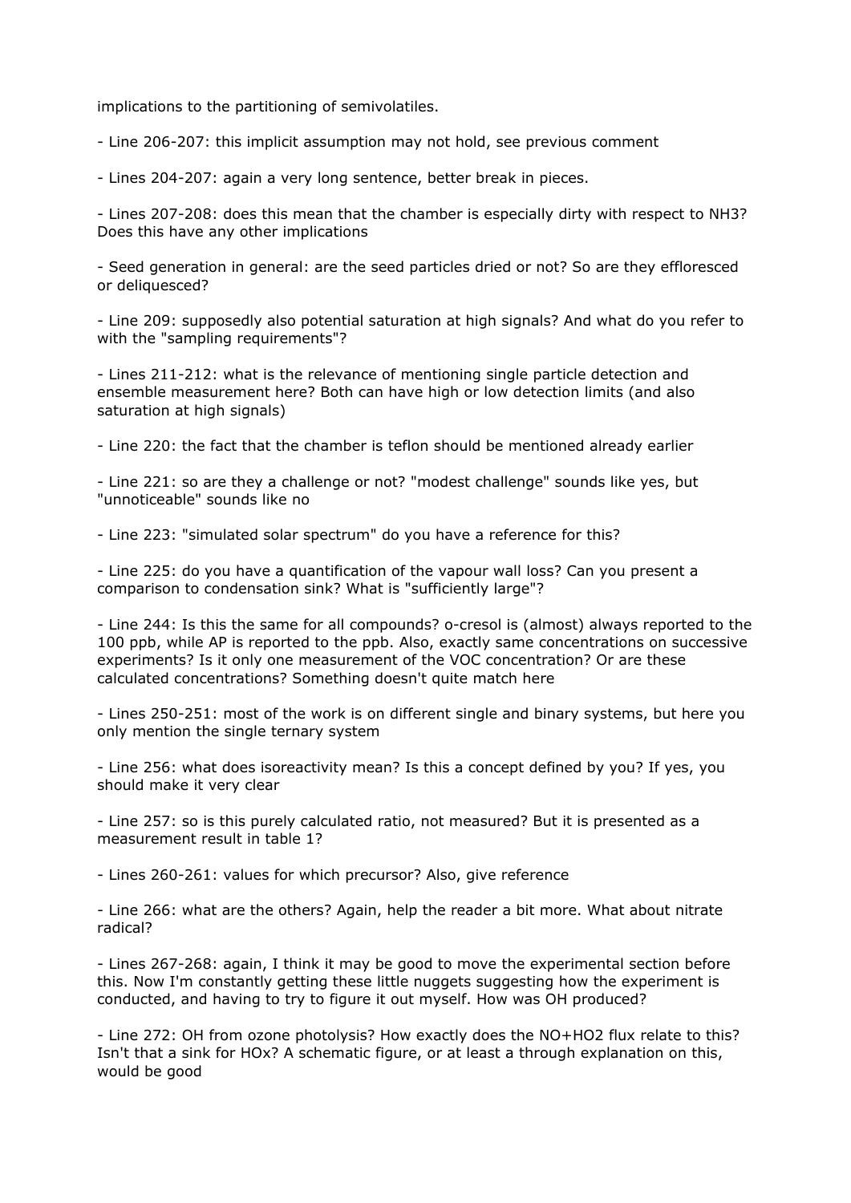implications to the partitioning of semivolatiles.

- Line 206-207: this implicit assumption may not hold, see previous comment

- Lines 204-207: again a very long sentence, better break in pieces.

- Lines 207-208: does this mean that the chamber is especially dirty with respect to $NH_3$? Does this have any other implications

- Seed generation in general: are the seed particles dried or not? So are they effloresced or deliquesced?

- Line 209: supposedly also potential saturation at high signals? And what do you refer to with the "sampling requirements"?

- Lines 211-212: what is the relevance of mentioning single particle detection and ensemble measurement here? Both can have high or low detection limits (and also saturation at high signals)

- Line 220: the fact that the chamber is teflon should be mentioned already earlier

- Line 221: so are they a challenge or not? "modest challenge" sounds like yes, but "unnoticeable" sounds like no

- Line 223: "simulated solar spectrum" do you have a reference for this?

- Line 225: do you have a quantification of the vapour wall loss? Can you present a comparison to condensation sink? What is "sufficiently large"?

- Line 244: Is this the same for all compounds? o-cresol is (almost) always reported to the 100 ppb, while AP is reported to the ppb. Also, exactly same concentrations on successive experiments? Is it only one measurement of the VOC concentration? Or are these calculated concentrations? Something doesn't quite match here

- Lines 250-251: most of the work is on different single and binary systems, but here you only mention the single ternary system

- Line 256: what does isoreactivity mean? Is this a concept defined by you? If yes, you should make it very clear

- Line 257: so is this purely calculated ratio, not measured? But it is presented as a measurement result in table 1?

- Lines 260-261: values for which precursor? Also, give reference

- Line 266: what are the others? Again, help the reader a bit more. What about nitrate radical?

- Lines 267-268: again, I think it may be good to move the experimental section before this. Now I'm constantly getting these little nuggets suggesting how the experiment is conducted, and having to try to figure it out myself. How was OH produced?

- Line 272: OH from ozone photolysis? How exactly does the $NO+HO_2$ flux relate to this? Isn't that a sink for $HO_x$? A schematic figure, or at least a through explanation on this, would be good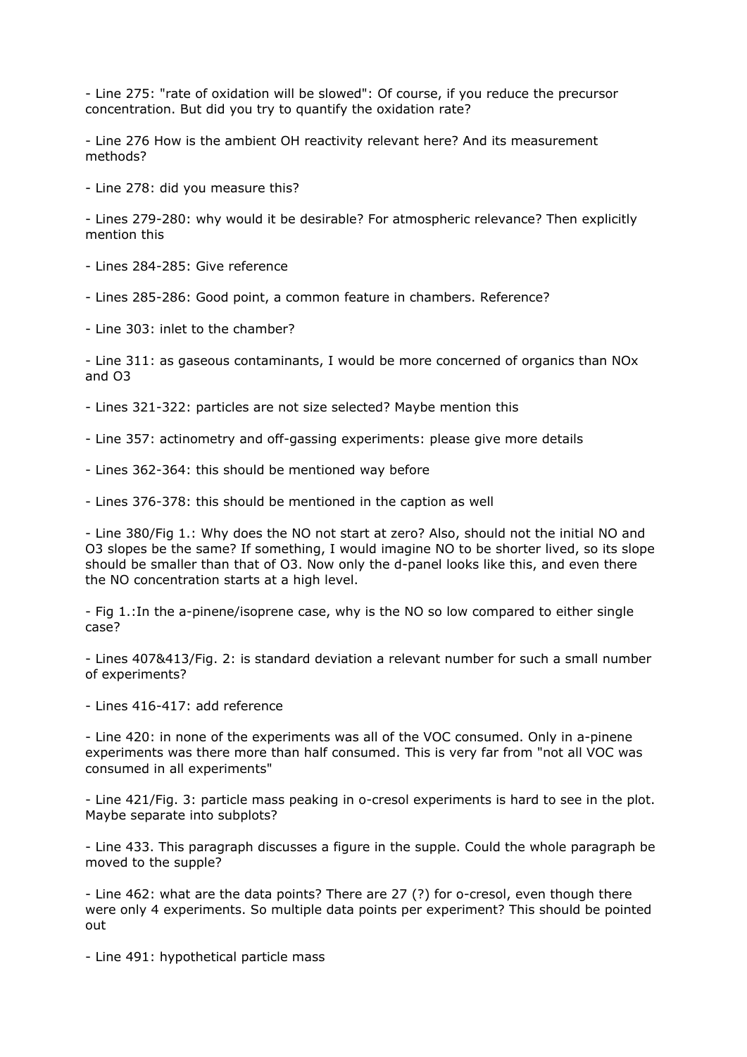- Line 275: "rate of oxidation will be slowed": Of course, if you reduce the precursor concentration. But did you try to quantify the oxidation rate?

- Line 276 How is the ambient OH reactivity relevant here? And its measurement methods?

- Line 278: did you measure this?

- Lines 279-280: why would it be desirable? For atmospheric relevance? Then explicitly mention this

- Lines 284-285: Give reference

- Lines 285-286: Good point, a common feature in chambers. Reference?

- Line 303: inlet to the chamber?

- Line 311: as gaseous contaminants, I would be more concerned of organics than NOx and O3

- Lines 321-322: particles are not size selected? Maybe mention this

- Line 357: actinometry and off-gassing experiments: please give more details

- Lines 362-364: this should be mentioned way before

- Lines 376-378: this should be mentioned in the caption as well

- Line 380/Fig 1.: Why does the NO not start at zero? Also, should not the initial NO and O3 slopes be the same? If something, I would imagine NO to be shorter lived, so its slope should be smaller than that of O3. Now only the d-panel looks like this, and even there the NO concentration starts at a high level.

- Fig 1.:In the a-pinene/isoprene case, why is the NO so low compared to either single case?

- Lines 407&413/Fig. 2: is standard deviation a relevant number for such a small number of experiments?

- Lines 416-417: add reference

- Line 420: in none of the experiments was all of the VOC consumed. Only in a-pinene experiments was there more than half consumed. This is very far from "not all VOC was consumed in all experiments"

- Line 421/Fig. 3: particle mass peaking in o-cresol experiments is hard to see in the plot. Maybe separate into subplots?

- Line 433. This paragraph discusses a figure in the supple. Could the whole paragraph be moved to the supple?

- Line 462: what are the data points? There are 27 (?) for o-cresol, even though there were only 4 experiments. So multiple data points per experiment? This should be pointed out

- Line 491: hypothetical particle mass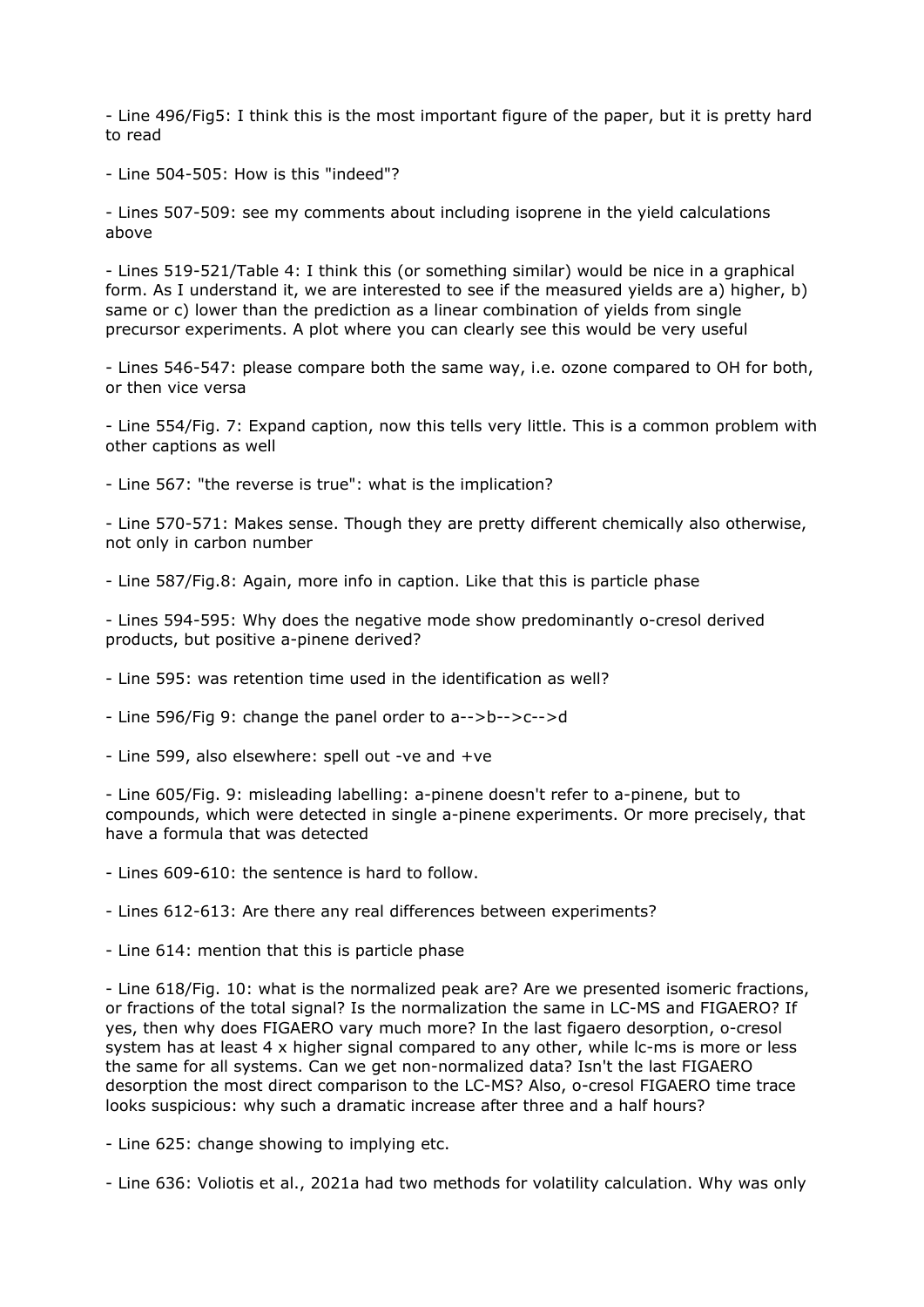- Line 496/Fig5: I think this is the most important figure of the paper, but it is pretty hard to read

- Line 504-505: How is this "indeed"?

- Lines 507-509: see my comments about including isoprene in the yield calculations above

- Lines 519-521/Table 4: I think this (or something similar) would be nice in a graphical form. As I understand it, we are interested to see if the measured yields are a) higher, b) same or c) lower than the prediction as a linear combination of yields from single precursor experiments. A plot where you can clearly see this would be very useful

- Lines 546-547: please compare both the same way, i.e. ozone compared to OH for both, or then vice versa

- Line 554/Fig. 7: Expand caption, now this tells very little. This is a common problem with other captions as well

- Line 567: "the reverse is true": what is the implication?

- Line 570-571: Makes sense. Though they are pretty different chemically also otherwise, not only in carbon number

- Line 587/Fig.8: Again, more info in caption. Like that this is particle phase

- Lines 594-595: Why does the negative mode show predominantly o-cresol derived products, but positive a-pinene derived?

- Line 595: was retention time used in the identification as well?

- Line 596/Fig 9: change the panel order to a-->b-->c-->d

- Line 599, also elsewhere: spell out -ve and +ve

- Line 605/Fig. 9: misleading labelling: a-pinene doesn't refer to a-pinene, but to compounds, which were detected in single a-pinene experiments. Or more precisely, that have a formula that was detected

- Lines 609-610: the sentence is hard to follow.

- Lines 612-613: Are there any real differences between experiments?

- Line 614: mention that this is particle phase

- Line 618/Fig. 10: what is the normalized peak are? Are we presented isomeric fractions, or fractions of the total signal? Is the normalization the same in LC-MS and FIGAERO? If yes, then why does FIGAERO vary much more? In the last figaero desorption, o-cresol system has at least 4 x higher signal compared to any other, while lc-ms is more or less the same for all systems. Can we get non-normalized data? Isn't the last FIGAERO desorption the most direct comparison to the LC-MS? Also, o-cresol FIGAERO time trace looks suspicious: why such a dramatic increase after three and a half hours?

- Line 625: change showing to implying etc.

- Line 636: Voliotis et al., 2021a had two methods for volatility calculation. Why was only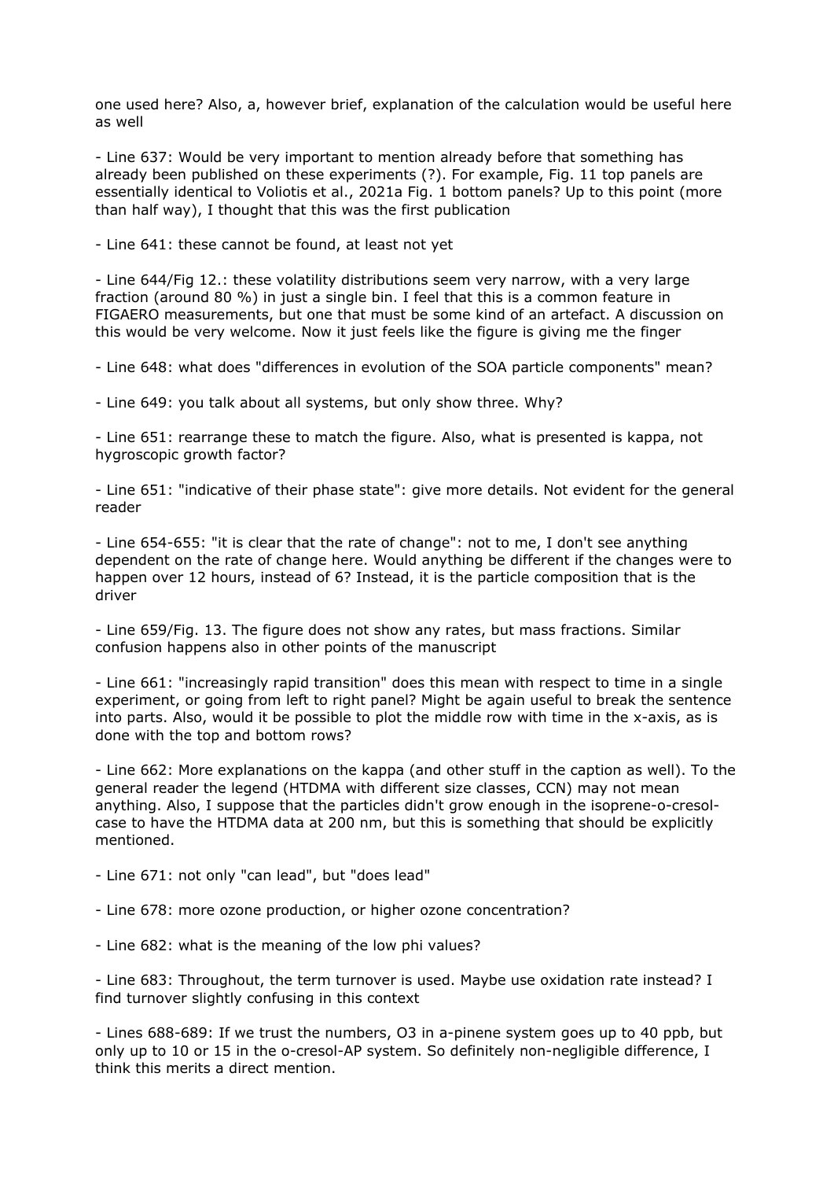one used here? Also, a, however brief, explanation of the calculation would be useful here as well

- Line 637: Would be very important to mention already before that something has already been published on these experiments (?). For example, Fig. 11 top panels are essentially identical to Voliotis et al., 2021a Fig. 1 bottom panels? Up to this point (more than half way), I thought that this was the first publication

- Line 641: these cannot be found, at least not yet

- Line 644/Fig 12.: these volatility distributions seem very narrow, with a very large fraction (around 80 %) in just a single bin. I feel that this is a common feature in FIGAERO measurements, but one that must be some kind of an artefact. A discussion on this would be very welcome. Now it just feels like the figure is giving me the finger

- Line 648: what does "differences in evolution of the SOA particle components" mean?

- Line 649: you talk about all systems, but only show three. Why?

- Line 651: rearrange these to match the figure. Also, what is presented is kappa, not hygroscopic growth factor?

- Line 651: "indicative of their phase state": give more details. Not evident for the general reader

- Line 654-655: "it is clear that the rate of change": not to me, I don't see anything dependent on the rate of change here. Would anything be different if the changes were to happen over 12 hours, instead of 6? Instead, it is the particle composition that is the driver

- Line 659/Fig. 13. The figure does not show any rates, but mass fractions. Similar confusion happens also in other points of the manuscript

- Line 661: "increasingly rapid transition" does this mean with respect to time in a single experiment, or going from left to right panel? Might be again useful to break the sentence into parts. Also, would it be possible to plot the middle row with time in the x-axis, as is done with the top and bottom rows?

- Line 662: More explanations on the kappa (and other stuff in the caption as well). To the general reader the legend (HTDMA with different size classes, CCN) may not mean anything. Also, I suppose that the particles didn't grow enough in the isoprene-o-cresol-case to have the HTDMA data at 200 nm, but this is something that should be explicitly mentioned.

- Line 671: not only "can lead", but "does lead"

- Line 678: more ozone production, or higher ozone concentration?

- Line 682: what is the meaning of the low phi values?

- Line 683: Throughout, the term turnover is used. Maybe use oxidation rate instead? I find turnover slightly confusing in this context

- Lines 688-689: If we trust the numbers, O3 in a-pinene system goes up to 40 ppb, but only up to 10 or 15 in the o-cresol-AP system. So definitely non-negligible difference, I think this merits a direct mention.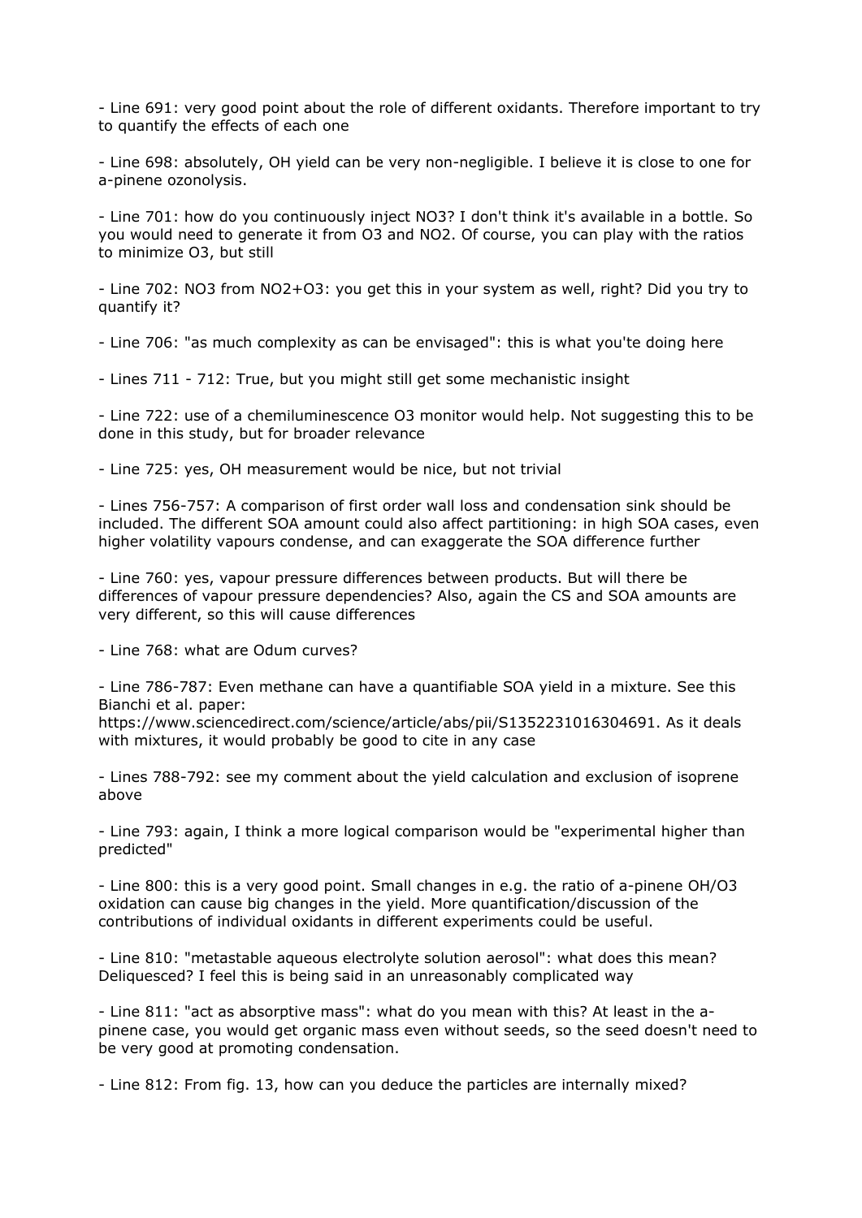- Line 691: very good point about the role of different oxidants. Therefore important to try to quantify the effects of each one

- Line 698: absolutely, OH yield can be very non-negligible. I believe it is close to one for a-pinene ozonolysis.

- Line 701: how do you continuously inject $NO_3$? I don't think it's available in a bottle. So you would need to generate it from $O_3$ and $NO_2$. Of course, you can play with the ratios to minimize $O_3$, but still

- Line 702: $NO_3$ from $NO_2$+$O_3$: you get this in your system as well, right? Did you try to quantify it?

- Line 706: "as much complexity as can be envisaged": this is what you'te doing here

- Lines 711 - 712: True, but you might still get some mechanistic insight

- Line 722: use of a chemiluminescence $O_3$ monitor would help. Not suggesting this to be done in this study, but for broader relevance

- Line 725: yes, OH measurement would be nice, but not trivial

- Lines 756-757: A comparison of first order wall loss and condensation sink should be included. The different SOA amount could also affect partitioning: in high SOA cases, even higher volatility vapours condense, and can exaggerate the SOA difference further

- Line 760: yes, vapour pressure differences between products. But will there be differences of vapour pressure dependencies? Also, again the CS and SOA amounts are very different, so this will cause differences

- Line 768: what are Odum curves?

- Line 786-787: Even methane can have a quantifiable SOA yield in a mixture. See this Bianchi et al. paper: https://www.sciencedirect.com/science/article/abs/pii/S1352231016304691. As it deals with mixtures, it would probably be good to cite in any case

- Lines 788-792: see my comment about the yield calculation and exclusion of isoprene above

- Line 793: again, I think a more logical comparison would be "experimental higher than predicted"

- Line 800: this is a very good point. Small changes in e.g. the ratio of a-pinene OH/$O_3$ oxidation can cause big changes in the yield. More quantification/discussion of the contributions of individual oxidants in different experiments could be useful.

- Line 810: "metastable aqueous electrolyte solution aerosol": what does this mean? Deliquesced? I feel this is being said in an unreasonably complicated way

- Line 811: "act as absorptive mass": what do you mean with this? At least in the a-pinene case, you would get organic mass even without seeds, so the seed doesn't need to be very good at promoting condensation.

- Line 812: From fig. 13, how can you deduce the particles are internally mixed?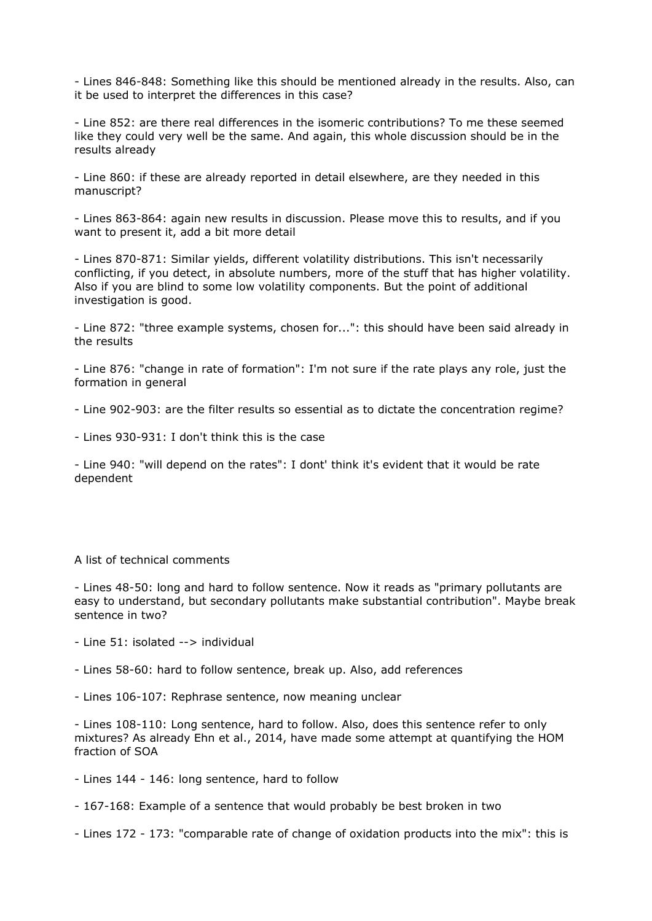- Lines 846-848: Something like this should be mentioned already in the results. Also, can it be used to interpret the differences in this case?

- Line 852: are there real differences in the isomeric contributions? To me these seemed like they could very well be the same. And again, this whole discussion should be in the results already

- Line 860: if these are already reported in detail elsewhere, are they needed in this manuscript?

- Lines 863-864: again new results in discussion. Please move this to results, and if you want to present it, add a bit more detail

- Lines 870-871: Similar yields, different volatility distributions. This isn't necessarily conflicting, if you detect, in absolute numbers, more of the stuff that has higher volatility. Also if you are blind to some low volatility components. But the point of additional investigation is good.

- Line 872: "three example systems, chosen for...": this should have been said already in the results

- Line 876: "change in rate of formation": I'm not sure if the rate plays any role, just the formation in general

- Line 902-903: are the filter results so essential as to dictate the concentration regime?

- Lines 930-931: I don't think this is the case

- Line 940: "will depend on the rates": I dont' think it's evident that it would be rate dependent

A list of technical comments

- Lines 48-50: long and hard to follow sentence. Now it reads as "primary pollutants are easy to understand, but secondary pollutants make substantial contribution". Maybe break sentence in two?

- Line 51: isolated --> individual

- Lines 58-60: hard to follow sentence, break up. Also, add references

- Lines 106-107: Rephrase sentence, now meaning unclear

- Lines 108-110: Long sentence, hard to follow. Also, does this sentence refer to only mixtures? As already Ehn et al., 2014, have made some attempt at quantifying the HOM fraction of SOA

- Lines 144 - 146: long sentence, hard to follow

- 167-168: Example of a sentence that would probably be best broken in two

- Lines 172 - 173: "comparable rate of change of oxidation products into the mix": this is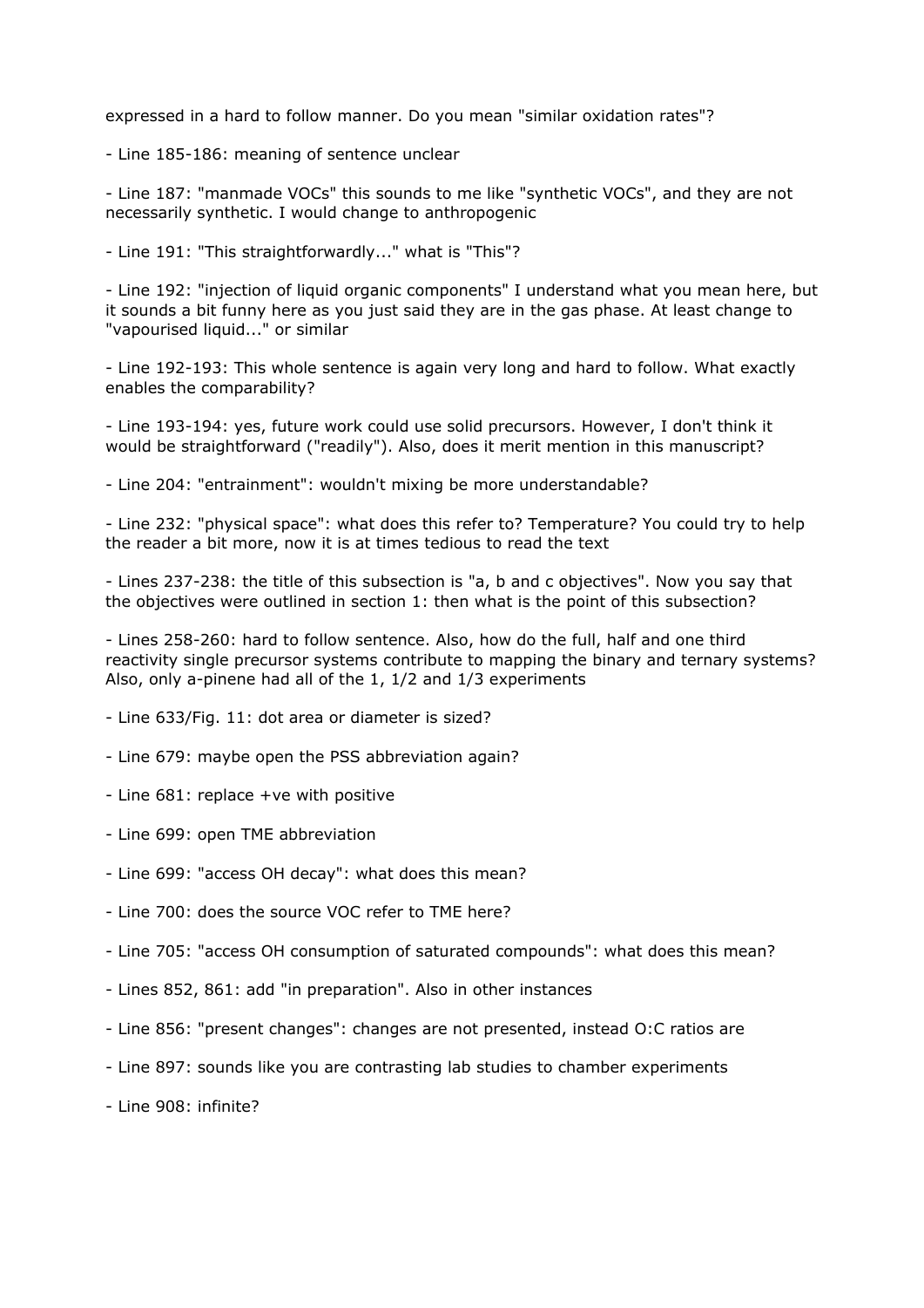expressed in a hard to follow manner. Do you mean "similar oxidation rates"?

- Line 185-186: meaning of sentence unclear

- Line 187: "manmade VOCs" this sounds to me like "synthetic VOCs", and they are not necessarily synthetic. I would change to anthropogenic

- Line 191: "This straightforwardly..." what is "This"?

- Line 192: "injection of liquid organic components" I understand what you mean here, but it sounds a bit funny here as you just said they are in the gas phase. At least change to "vapourised liquid..." or similar

- Line 192-193: This whole sentence is again very long and hard to follow. What exactly enables the comparability?

- Line 193-194: yes, future work could use solid precursors. However, I don't think it would be straightforward ("readily"). Also, does it merit mention in this manuscript?

- Line 204: "entrainment": wouldn't mixing be more understandable?

- Line 232: "physical space": what does this refer to? Temperature? You could try to help the reader a bit more, now it is at times tedious to read the text

- Lines 237-238: the title of this subsection is "a, b and c objectives". Now you say that the objectives were outlined in section 1: then what is the point of this subsection?

- Lines 258-260: hard to follow sentence. Also, how do the full, half and one third reactivity single precursor systems contribute to mapping the binary and ternary systems? Also, only a-pinene had all of the 1, 1/2 and 1/3 experiments

- Line 633/Fig. 11: dot area or diameter is sized?

- Line 679: maybe open the PSS abbreviation again?

- Line 681: replace +ve with positive

- Line 699: open TME abbreviation

- Line 699: "access OH decay": what does this mean?

- Line 700: does the source VOC refer to TME here?

- Line 705: "access OH consumption of saturated compounds": what does this mean?

- Lines 852, 861: add "in preparation". Also in other instances

- Line 856: "present changes": changes are not presented, instead O:C ratios are

- Line 897: sounds like you are contrasting lab studies to chamber experiments

- Line 908: infinite?